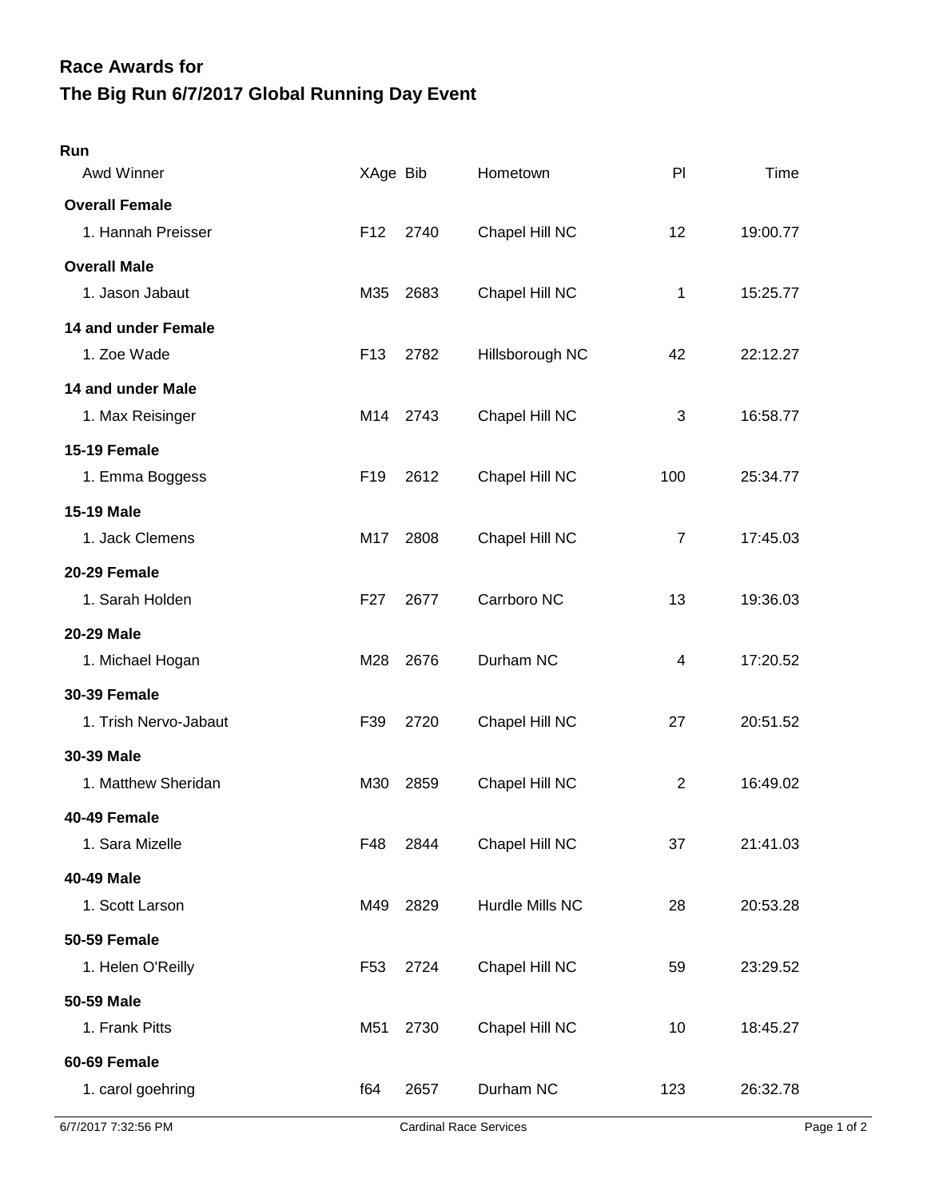# Race Awards for
# The Big Run 6/7/2017 Global Running Day Event

## Run

| Awd Winner | XAge | Bib | Hometown | Pl | Time |
|---|---|---|---|---|---|
| **Overall Female** | | | | | |
| 1. Hannah Preisser | F12 | 2740 | Chapel Hill NC | 12 | 19:00.77 |
| **Overall Male** | | | | | |
| 1. Jason Jabaut | M35 | 2683 | Chapel Hill NC | 1 | 15:25.77 |
| **14 and under Female** | | | | | |
| 1. Zoe Wade | F13 | 2782 | Hillsborough NC | 42 | 22:12.27 |
| **14 and under Male** | | | | | |
| 1. Max Reisinger | M14 | 2743 | Chapel Hill NC | 3 | 16:58.77 |
| **15-19 Female** | | | | | |
| 1. Emma Boggess | F19 | 2612 | Chapel Hill NC | 100 | 25:34.77 |
| **15-19 Male** | | | | | |
| 1. Jack Clemens | M17 | 2808 | Chapel Hill NC | 7 | 17:45.03 |
| **20-29 Female** | | | | | |
| 1. Sarah Holden | F27 | 2677 | Carrboro NC | 13 | 19:36.03 |
| **20-29 Male** | | | | | |
| 1. Michael Hogan | M28 | 2676 | Durham NC | 4 | 17:20.52 |
| **30-39 Female** | | | | | |
| 1. Trish Nervo-Jabaut | F39 | 2720 | Chapel Hill NC | 27 | 20:51.52 |
| **30-39 Male** | | | | | |
| 1. Matthew Sheridan | M30 | 2859 | Chapel Hill NC | 2 | 16:49.02 |
| **40-49 Female** | | | | | |
| 1. Sara Mizelle | F48 | 2844 | Chapel Hill NC | 37 | 21:41.03 |
| **40-49 Male** | | | | | |
| 1. Scott Larson | M49 | 2829 | Hurdle Mills NC | 28 | 20:53.28 |
| **50-59 Female** | | | | | |
| 1. Helen O'Reilly | F53 | 2724 | Chapel Hill NC | 59 | 23:29.52 |
| **50-59 Male** | | | | | |
| 1. Frank Pitts | M51 | 2730 | Chapel Hill NC | 10 | 18:45.27 |
| **60-69 Female** | | | | | |
| 1. carol goehring | f64 | 2657 | Durham NC | 123 | 26:32.78 |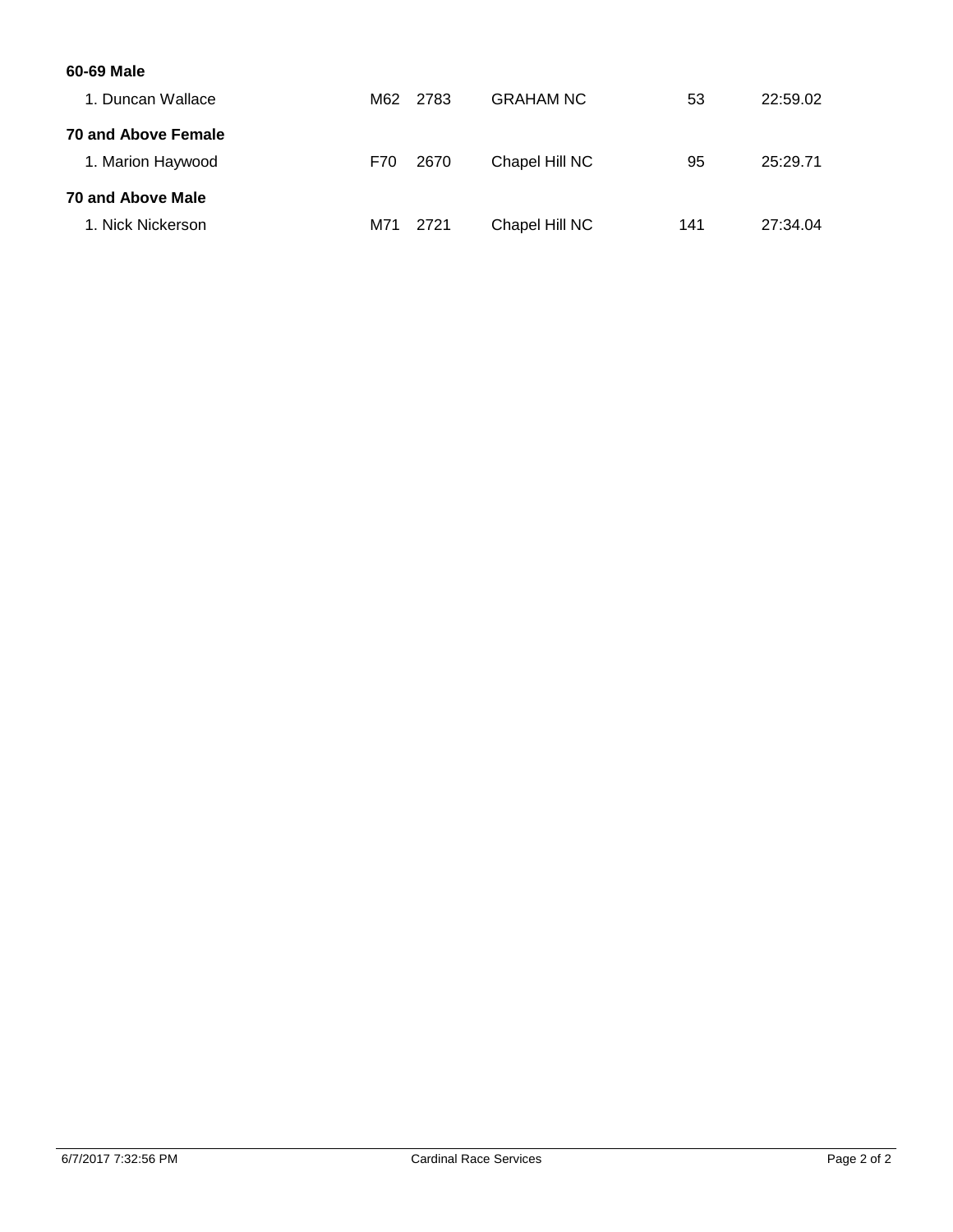**60-69 Male**

| | | | | | |
|---|---|---|---|---|---|
| 1. Duncan Wallace | M62 | 2783 | GRAHAM NC | 53 | 22:59.02 |

**70 and Above Female**

| | | | | | |
|---|---|---|---|---|---|
| 1. Marion Haywood | F70 | 2670 | Chapel Hill NC | 95 | 25:29.71 |

**70 and Above Male**

| | | | | | |
|---|---|---|---|---|---|
| 1. Nick Nickerson | M71 | 2721 | Chapel Hill NC | 141 | 27:34.04 |